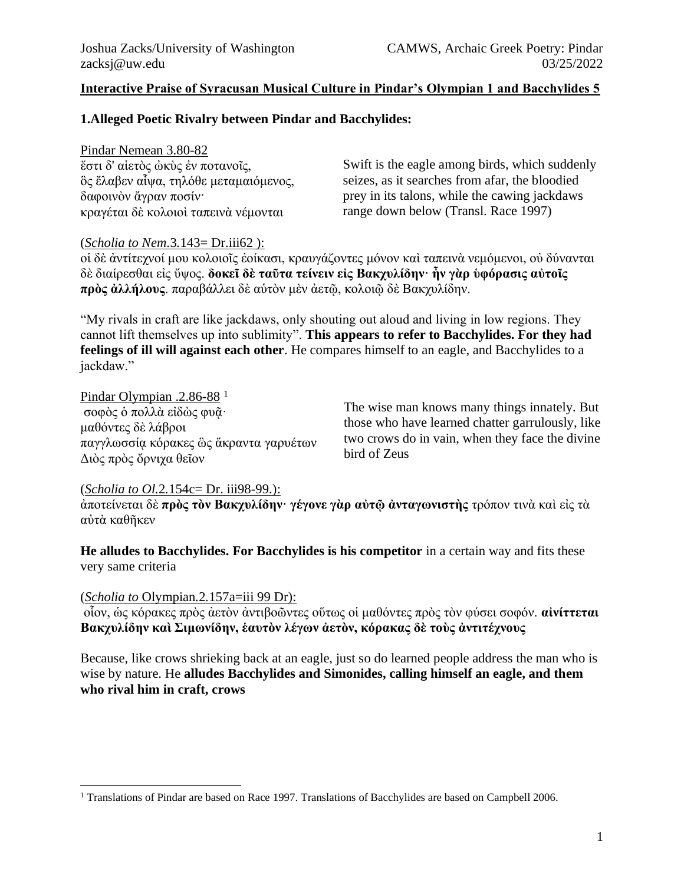Joshua Zacks/University of Washington
zacksj@uw.edu

CAMWS, Archaic Greek Poetry: Pindar
03/25/2022

## Interactive Praise of Syracusan Musical Culture in Pindar's Olympian 1 and Bacchylides 5

### 1.Alleged Poetic Rivalry between Pindar and Bacchylides:

Pindar Nemean 3.80-82

ἔστι δ' αἰετὸς ὠκὺς ἐν ποτανοῖς,
ὃς ἔλαβεν αἶψα, τηλόθε μεταμαιόμενος,
δαφοινὸν ἄγραν ποσίν·
κραγέται δὲ κολοιοὶ ταπεινὰ νέμονται

Swift is the eagle among birds, which suddenly seizes, as it searches from afar, the bloodied prey in its talons, while the cawing jackdaws range down below (Transl. Race 1997)

(*Scholia to Nem.*3.143= Dr.iii62 ):

οἱ δὲ ἀντίτεχνοί μου κολοιοῖς ἐοίκασι, κραυγάζοντες μόνον καὶ ταπεινὰ νεμόμενοι, οὐ δύνανται δὲ διαίρεσθαι εἰς ὕψος. **δοκεῖ δὲ ταῦτα τείνειν εἰς Βακχυλίδην· ἦν γὰρ ὑφόρασις αὐτοῖς πρὸς ἀλλήλους**. παραβάλλει δὲ αὑτὸν μὲν ἀετῷ, κολοιῷ δὲ Βακχυλίδην.

"My rivals in craft are like jackdaws, only shouting out aloud and living in low regions. They cannot lift themselves up into sublimity". **This appears to refer to Bacchylides. For they had feelings of ill will against each other**. He compares himself to an eagle, and Bacchylides to a jackdaw."

Pindar Olympian .2.86-88 [1]

σοφὸς ὁ πολλὰ εἰδὼς φυᾷ·
μαθόντες δὲ λάβροι
παγγλωσσίᾳ κόρακες ὣς ἄκραντα γαρυέτων
Διὸς πρὸς ὄρνιχα θεῖον

The wise man knows many things innately. But those who have learned chatter garrulously, like two crows do in vain, when they face the divine bird of Zeus

(*Scholia to Ol.*2.154c= Dr. iii98-99.):

ἀποτείνεται δὲ **πρὸς τὸν Βακχυλίδην· γέγονε γὰρ αὐτῷ ἀνταγωνιστὴς** τρόπον τινὰ καὶ εἰς τὰ αὐτὰ καθῆκεν

**He alludes to Bacchylides. For Bacchylides is his competitor** in a certain way and fits these very same criteria

(*Scholia to* Olympian.2.157a=iii 99 Dr):

οἷον, ὡς κόρακες πρὸς ἀετὸν ἀντιβοῶντες οὕτως οἱ μαθόντες πρὸς τὸν φύσει σοφόν. **αἰνίττεται Βακχυλίδην καὶ Σιμωνίδην, ἑαυτὸν λέγων ἀετὸν, κόρακας δὲ τοὺς ἀντιτέχνους**

Because, like crows shrieking back at an eagle, just so do learned people address the man who is wise by nature. He **alludes Bacchylides and Simonides, calling himself an eagle, and them who rival him in craft, crows**

[1] Translations of Pindar are based on Race 1997. Translations of Bacchylides are based on Campbell 2006.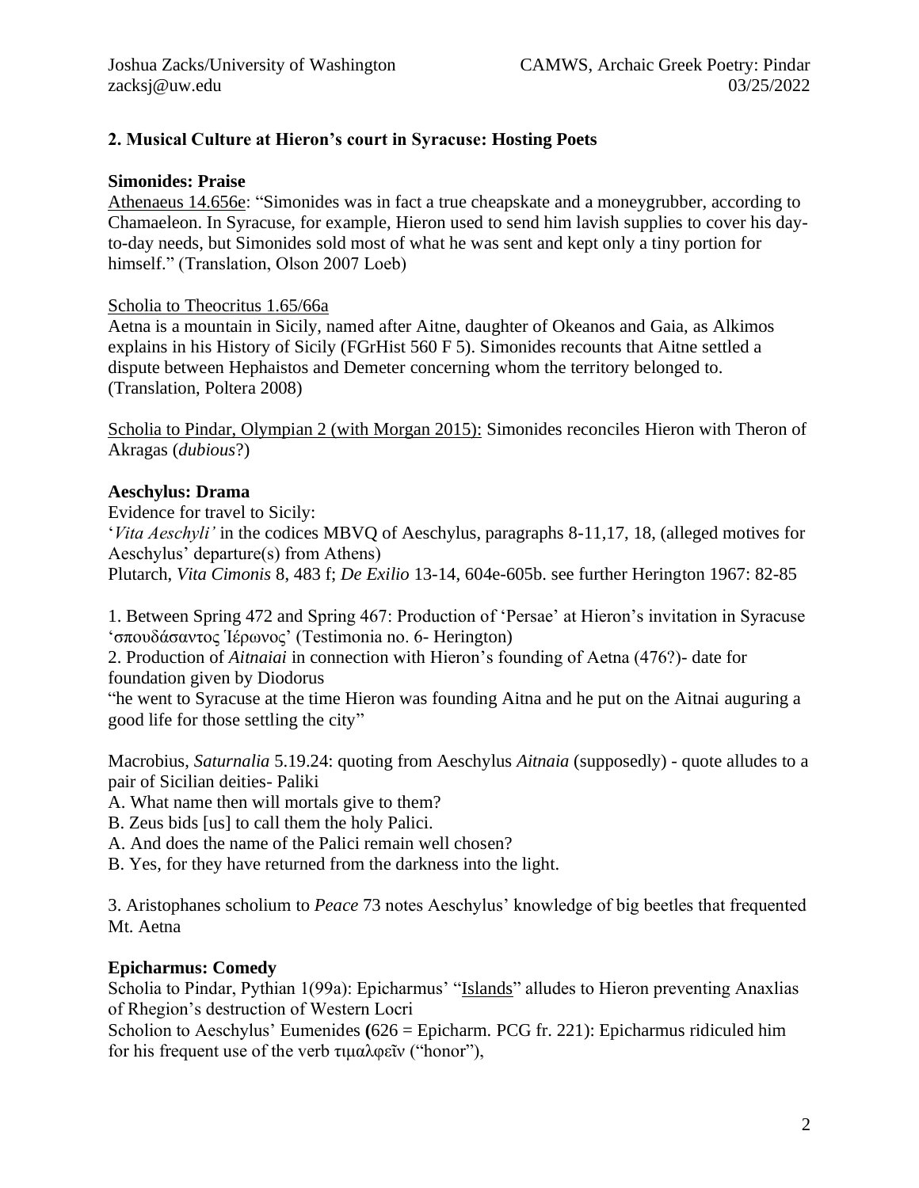## 2. Musical Culture at Hieron's court in Syracuse: Hosting Poets

### Simonides: Praise

Athenaeus 14.656e: "Simonides was in fact a true cheapskate and a moneygrubber, according to Chamaeleon. In Syracuse, for example, Hieron used to send him lavish supplies to cover his day-to-day needs, but Simonides sold most of what he was sent and kept only a tiny portion for himself." (Translation, Olson 2007 Loeb)

Scholia to Theocritus 1.65/66a

Aetna is a mountain in Sicily, named after Aitne, daughter of Okeanos and Gaia, as Alkimos explains in his History of Sicily (FGrHist 560 F 5). Simonides recounts that Aitne settled a dispute between Hephaistos and Demeter concerning whom the territory belonged to. (Translation, Poltera 2008)

Scholia to Pindar, Olympian 2 (with Morgan 2015): Simonides reconciles Hieron with Theron of Akragas (*dubious*?)

### Aeschylus: Drama

Evidence for travel to Sicily:

'*Vita Aeschyli'* in the codices MBVQ of Aeschylus, paragraphs 8-11,17, 18, (alleged motives for Aeschylus' departure(s) from Athens)

Plutarch, *Vita Cimonis* 8, 483 f; *De Exilio* 13-14, 604e-605b. see further Herington 1967: 82-85

1. Between Spring 472 and Spring 467: Production of 'Persae' at Hieron's invitation in Syracuse 'σπουδάσαντος Ἱέρωνος' (Testimonia no. 6- Herington)
2. Production of *Aitnaiai* in connection with Hieron's founding of Aetna (476?)- date for foundation given by Diodorus

"he went to Syracuse at the time Hieron was founding Aitna and he put on the Aitnai auguring a good life for those settling the city"

Macrobius, *Saturnalia* 5.19.24: quoting from Aeschylus *Aitnaia* (supposedly) - quote alludes to a pair of Sicilian deities- Paliki

A. What name then will mortals give to them?
B. Zeus bids [us] to call them the holy Palici.
A. And does the name of the Palici remain well chosen?
B. Yes, for they have returned from the darkness into the light.

3. Aristophanes scholium to *Peace* 73 notes Aeschylus' knowledge of big beetles that frequented Mt. Aetna

### Epicharmus: Comedy

Scholia to Pindar, Pythian 1(99a): Epicharmus' "Islands" alludes to Hieron preventing Anaxlias of Rhegion's destruction of Western Locri

Scholion to Aeschylus' Eumenides **(**626 = Epicharm. PCG fr. 221): Epicharmus ridiculed him for his frequent use of the verb τιμαλφεῖν ("honor"),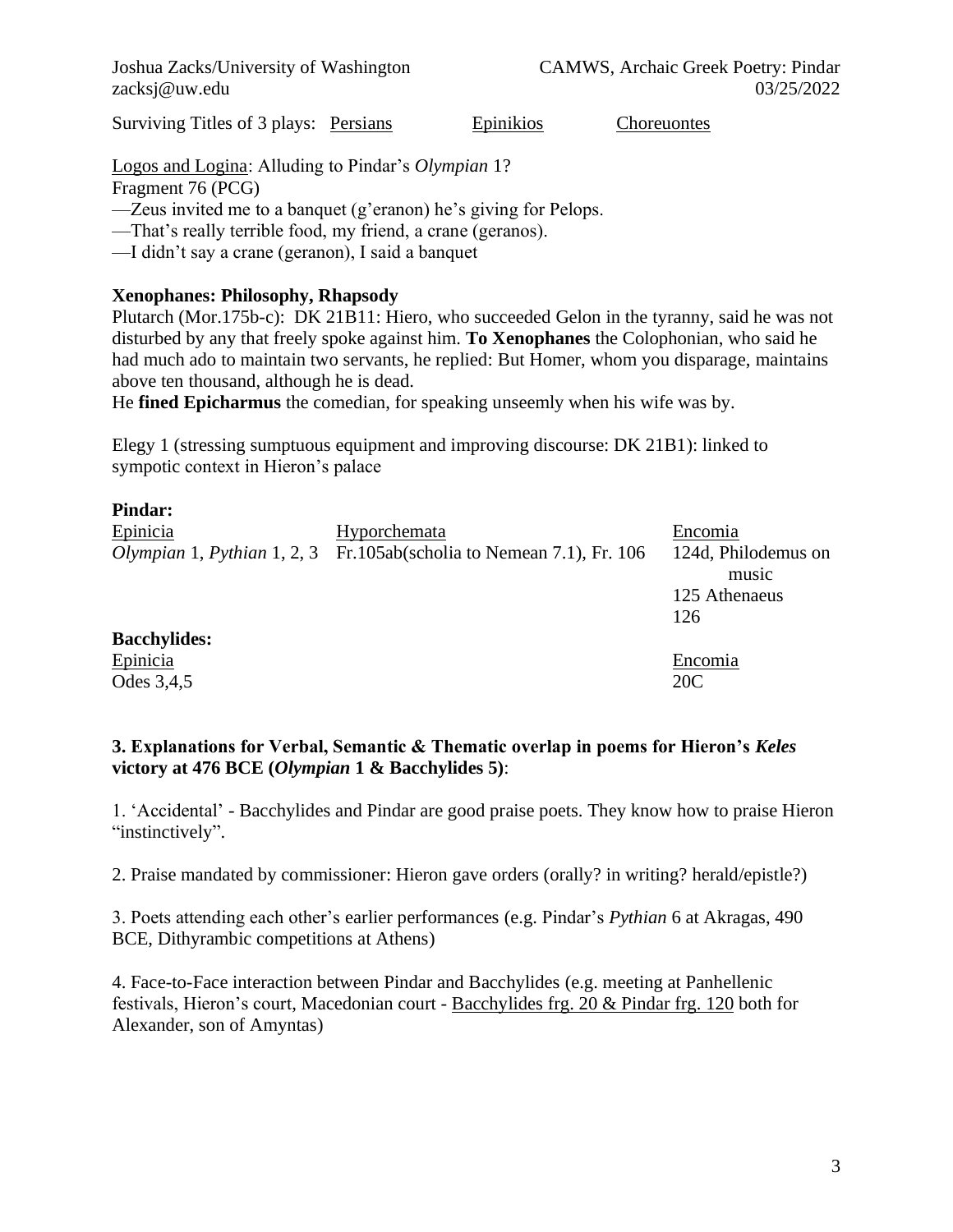Surviving Titles of 3 plays: Persians Epinikios Choreuontes

Logos and Logina: Alluding to Pindar's *Olympian* 1?
Fragment 76 (PCG)
—Zeus invited me to a banquet (g'eranon) he's giving for Pelops.
—That's really terrible food, my friend, a crane (geranos).
—I didn't say a crane (geranon), I said a banquet

**Xenophanes: Philosophy, Rhapsody**

Plutarch (Mor.175b-c): DK 21B11: Hiero, who succeeded Gelon in the tyranny, said he was not disturbed by any that freely spoke against him. **To Xenophanes** the Colophonian, who said he had much ado to maintain two servants, he replied: But Homer, whom you disparage, maintains above ten thousand, although he is dead.
He **fined Epicharmus** the comedian, for speaking unseemly when his wife was by.

Elegy 1 (stressing sumptuous equipment and improving discourse: DK 21B1): linked to sympotic context in Hieron's palace

**Pindar:**

| Epinicia | Hyporchemata | Encomia |
|---|---|---|
| *Olympian* 1, *Pythian* 1, 2, 3 | Fr.105ab(scholia to Nemean 7.1), Fr. 106 | 124d, Philodemus on music |
| | | 125 Athenaeus |
| | | 126 |

**Bacchylides:**

| Epinicia | | Encomia |
|---|---|---|
| Odes 3,4,5 | | 20C |

**3. Explanations for Verbal, Semantic & Thematic overlap in poems for Hieron's *Keles* victory at 476 BCE (*Olympian* 1 & Bacchylides 5)**:

1. 'Accidental' - Bacchylides and Pindar are good praise poets. They know how to praise Hieron "instinctively".

2. Praise mandated by commissioner: Hieron gave orders (orally? in writing? herald/epistle?)

3. Poets attending each other's earlier performances (e.g. Pindar's *Pythian* 6 at Akragas, 490 BCE, Dithyrambic competitions at Athens)

4. Face-to-Face interaction between Pindar and Bacchylides (e.g. meeting at Panhellenic festivals, Hieron's court, Macedonian court - Bacchylides frg. 20 & Pindar frg. 120 both for Alexander, son of Amyntas)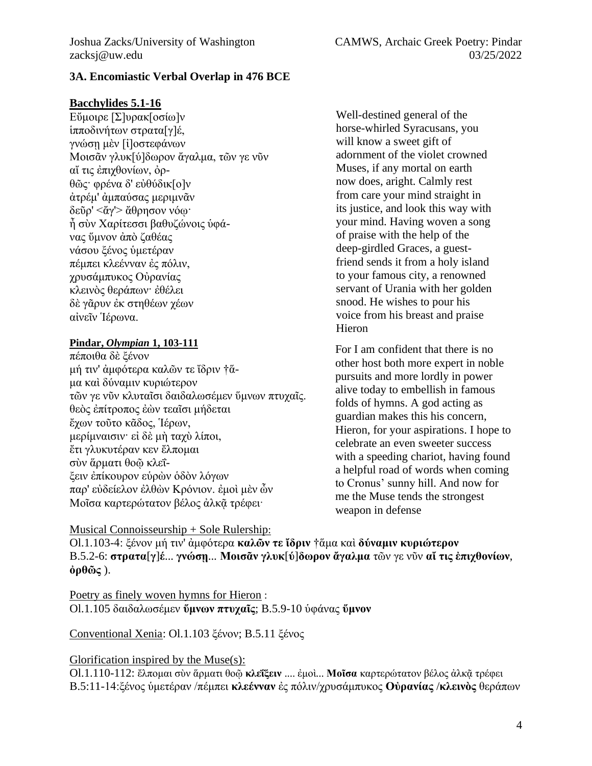### 3A. Encomiastic Verbal Overlap in 476 BCE

**Bacchylides 5.1-16**

Εὔμοιρε [Σ]υρακ[οσίω]ν
ἱπποδινήτων στρατα[γ]έ,
γνώσῃ μὲν [ἰ]οστεφάνων
Μοισᾶν γλυκ[ύ]δωρον ἄγαλμα, τῶν γε νῦν
αἴ τις ἐπιχθονίων, ὀρ-
θῶς· φρένα δ' εὐθύδικ[ο]ν
ἀτρέμ' ἀμπαύσας μεριμνᾶν
δεῦρ' <ἄγ'> ἄθρησον νόῳ·
ἦ σὺν Χαρίτεσσι βαθυζώνοις ὑφά-
νας ὕμνον ἀπὸ ζαθέας
νάσου ξένος ὑμετέραν
πέμπει κλεένναν ἐς πόλιν,
χρυσάμπυκος Οὐρανίας
κλεινὸς θεράπων· ἐθέλει
δὲ γᾶρυν ἐκ στηθέων χέων
αἰνεῖν Ἱέρωνα.

Well-destined general of the horse-whirled Syracusans, you will know a sweet gift of adornment of the violet crowned Muses, if any mortal on earth now does, aright. Calmly rest from care your mind straight in its justice, and look this way with your mind. Having woven a song of praise with the help of the deep-girdled Graces, a guest-friend sends it from a holy island to your famous city, a renowned servant of Urania with her golden snood. He wishes to pour his voice from his breast and praise Hieron

**Pindar, *Olympian* 1, 103-111**

πέποιθα δὲ ξένον
μή τιν' ἀμφότερα καλῶν τε ἴδριν †ἅ-
μα καὶ δύναμιν κυριώτερον
τῶν γε νῦν κλυταῖσι δαιδαλωσέμεν ὕμνων πτυχαῖς.
θεὸς ἐπίτροπος ἐὼν τεαῖσι μήδεται
ἔχων τοῦτο κᾶδος, Ἱέρων,
μερίμναισιν· εἰ δὲ μὴ ταχὺ λίποι,
ἔτι γλυκυτέραν κεν ἔλπομαι
σὺν ἅρματι θοῷ κλεΐ-
ξειν ἐπίκουρον εὑρὼν ὁδὸν λόγων
παρ' εὐδείελον ἐλθὼν Κρόνιον. ἐμοὶ μὲν ὦν
Μοῖσα καρτερώτατον βέλος ἀλκᾷ τρέφει·

For I am confident that there is no other host both more expert in noble pursuits and more lordly in power alive today to embellish in famous folds of hymns. A god acting as guardian makes this his concern, Hieron, for your aspirations. I hope to celebrate an even sweeter success with a speeding chariot, having found a helpful road of words when coming to Cronus' sunny hill. And now for me the Muse tends the strongest weapon in defense

Musical Connoisseurship + Sole Rulership:
Ol.1.103-4: ξένον μή τιν' ἀμφότερα **καλῶν τε ἴδριν** †ἅμα καὶ **δύναμιν κυριώτερον**
B.5.2-6: **στρατα**[γ]**έ**... **γνώσῃ**... **Μοισᾶν γλυκ**[ύ]**δωρον ἄγαλμα** τῶν γε νῦν **αἴ τις ἐπιχθονίων**, **ὀρθῶς** ).

Poetry as finely woven hymns for Hieron :
Ol.1.105 δαιδαλωσέμεν **ὕμνων πτυχαῖς**; B.5.9-10 ὑφάνας **ὕμνον**

Conventional Xenia: Ol.1.103 ξένον; B.5.11 ξένος

Glorification inspired by the Muse(s):
Ol.1.110-112: ἔλπομαι σὺν ἅρματι θοῷ **κλεΐξειν** .... ἐμοὶ... **Μοῖσα** καρτερώτατον βέλος ἀλκᾷ τρέφει
B.5:11-14:ξένος ὑμετέραν /πέμπει **κλεένναν** ἐς πόλιν/χρυσάμπυκος **Οὐρανίας** /**κλεινὸς** θεράπων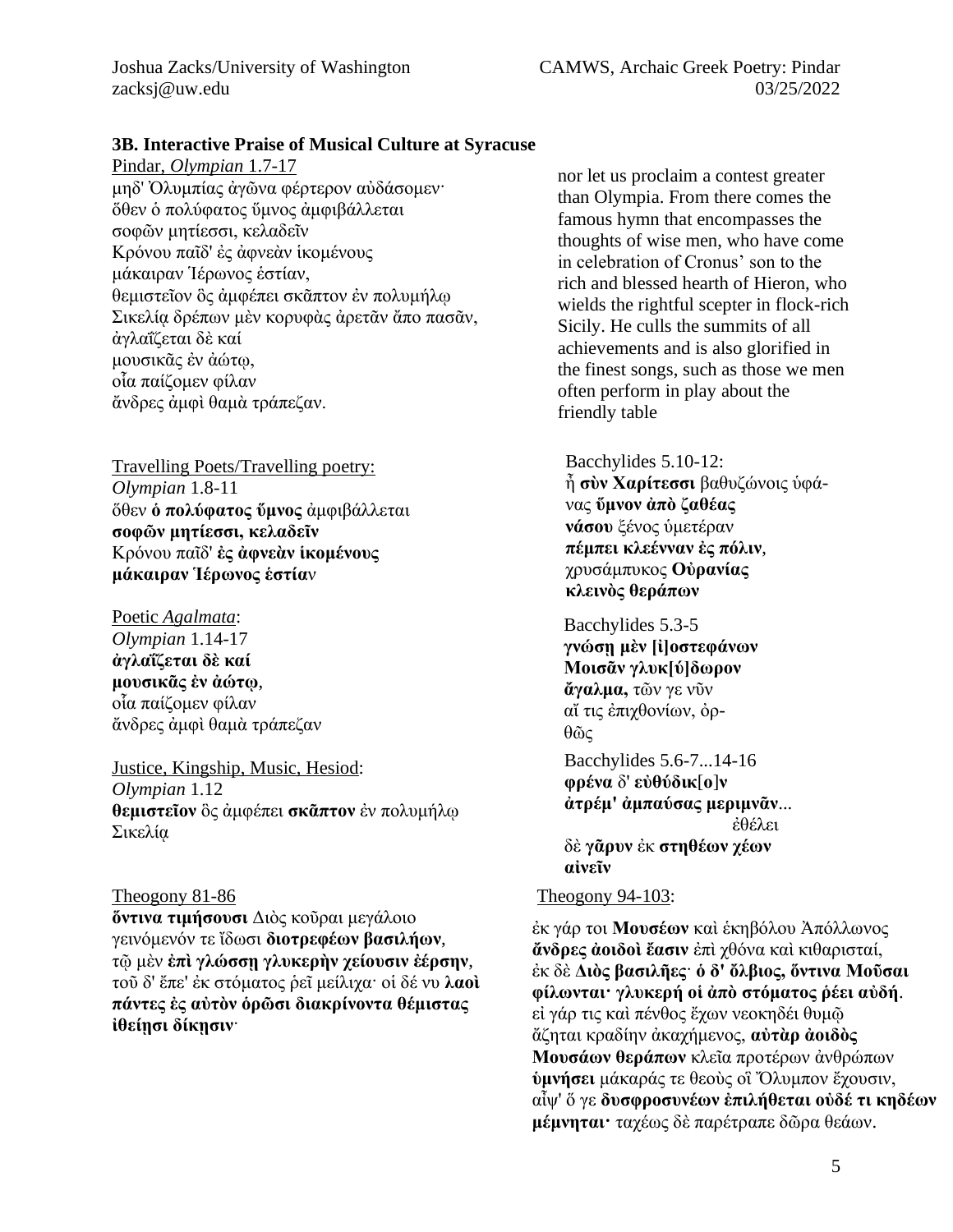### 3B. Interactive Praise of Musical Culture at Syracuse

Pindar, *Olympian* 1.7-17

μηδ' Ὀλυμπίας ἀγῶνα φέρτερον αὐδάσομεν·
ὅθεν ὁ πολύφατος ὕμνος ἀμφιβάλλεται
σοφῶν μητίεσσι, κελαδεῖν
Κρόνου παῖδ' ἐς ἀφνεὰν ἱκομένους
μάκαιραν Ἱέρωνος ἑστίαν,
θεμιστεῖον ὃς ἀμφέπει σκᾶπτον ἐν πολυμήλῳ
Σικελίᾳ δρέπων μὲν κορυφὰς ἀρετᾶν ἄπο πασᾶν,
ἀγλαΐζεται δὲ καί
μουσικᾶς ἐν ἀώτῳ,
οἷα παίζομεν φίλαν
ἄνδρες ἀμφὶ θαμὰ τράπεζαν.

nor let us proclaim a contest greater than Olympia. From there comes the famous hymn that encompasses the thoughts of wise men, who have come in celebration of Cronus' son to the rich and blessed hearth of Hieron, who wields the rightful scepter in flock-rich Sicily. He culls the summits of all achievements and is also glorified in the finest songs, such as those we men often perform in play about the friendly table

Travelling Poets/Travelling poetry:
*Olympian* 1.8-11
ὅθεν **ὁ πολύφατος ὕμνος** ἀμφιβάλλεται
**σοφῶν μητίεσσι, κελαδεῖν**
Κρόνου παῖδ' **ἐς ἀφνεὰν ἱκομένους**
**μάκαιραν Ἱέρωνος ἑστία**ν

Bacchylides 5.10-12:
ἦ **σὺν Χαρίτεσσι** βαθυζώνοις ὑφά-
νας **ὕμνον ἀπὸ ζαθέας**
**νάσου** ξένος ὑμετέραν
**πέμπει κλεένναν ἐς πόλιν**,
χρυσάμπυκος **Οὐρανίας**
**κλεινὸς θεράπων**

Poetic *Agalmata*:
*Olympian* 1.14-17
**ἀγλαΐζεται δὲ καί**
**μουσικᾶς ἐν ἀώτῳ**,
οἷα παίζομεν φίλαν
ἄνδρες ἀμφὶ θαμὰ τράπεζαν

Bacchylides 5.3-5
**γνώσῃ μὲν [ἰ]οστεφάνων**
**Μοισᾶν γλυκ[ύ]δωρον**
**ἄγαλμα,** τῶν γε νῦν
αἴ τις ἐπιχθονίων, ὀρ-
θῶς

Bacchylides 5.6-7...14-16
**φρένα** δ' **εὐθύδικ[ο]ν**
**ἀτρέμ' ἀμπαύσας μεριμνᾶν**...
ἐθέλει
δὲ **γᾶρυν** ἐκ **στηθέων χέων**
**αἰνεῖν**

Justice, Kingship, Music, Hesiod:
*Olympian* 1.12
**θεμιστεῖον** ὃς ἀμφέπει **σκᾶπτον** ἐν πολυμήλῳ
Σικελίᾳ

Theogony 81-86
**ὅντινα τιμήσουσι** Διὸς κοῦραι μεγάλοιο
γεινόμενόν τε ἴδωσι **διοτρεφέων βασιλήων**,
τῷ μὲν **ἐπὶ γλώσσῃ γλυκερὴν χείουσιν ἐέρσην**,
τοῦ δ' ἔπε' ἐκ στόματος ῥεῖ μείλιχα· οἱ δέ νυ **λαοὶ**
**πάντες ἐς αὐτὸν ὁρῶσι διακρίνοντα θέμιστας**
**ἰθείῃσι δίκῃσιν**·

Theogony 94-103:
ἐκ γάρ τοι **Μουσέων** καὶ ἑκηβόλου Ἀπόλλωνος
**ἄνδρες ἀοιδοὶ ἔασιν** ἐπὶ χθόνα καὶ κιθαρισταί,
ἐκ δὲ **Διὸς βασιλῆες**· **ὁ δ' ὄλβιος, ὅντινα Μοῦσαι**
**φίλωνται· γλυκερή οἱ ἀπὸ στόματος ῥέει αὐδή**.
εἰ γάρ τις καὶ πένθος ἔχων νεοκηδέι θυμῷ
ἄζηται κραδίην ἀκαχήμενος, **αὐτὰρ ἀοιδὸς**
**Μουσάων θεράπων** κλεῖα προτέρων ἀνθρώπων
**ὑμνήσει** μάκαράς τε θεοὺς οἳ Ὄλυμπον ἔχουσιν,
αἶψ' ὅ γε **δυσφροσυνέων ἐπιλήθεται οὐδέ τι κηδέων**
**μέμνηται·** ταχέως δὲ παρέτραπε δῶρα θεάων.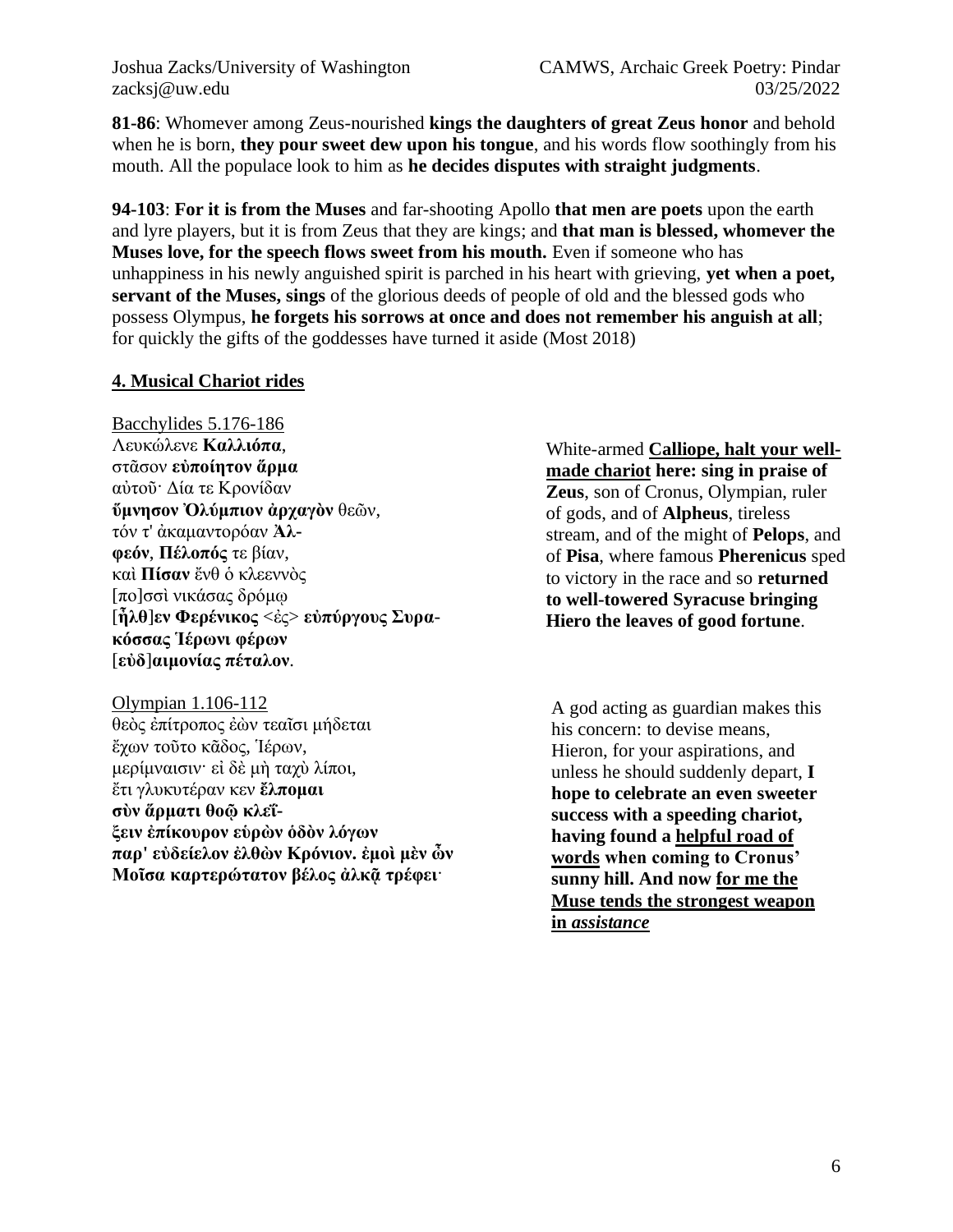**81-86**: Whomever among Zeus-nourished **kings the daughters of great Zeus honor** and behold when he is born, **they pour sweet dew upon his tongue**, and his words flow soothingly from his mouth. All the populace look to him as **he decides disputes with straight judgments**.

**94-103**: **For it is from the Muses** and far-shooting Apollo **that men are poets** upon the earth and lyre players, but it is from Zeus that they are kings; and **that man is blessed, whomever the Muses love, for the speech flows sweet from his mouth.** Even if someone who has unhappiness in his newly anguished spirit is parched in his heart with grieving, **yet when a poet, servant of the Muses, sings** of the glorious deeds of people of old and the blessed gods who possess Olympus, **he forgets his sorrows at once and does not remember his anguish at all**; for quickly the gifts of the goddesses have turned it aside (Most 2018)

## 4. Musical Chariot rides

Bacchylides 5.176-186

Λευκώλενε **Καλλιόπα**,
στᾶσον **εὐποίητον ἅρμα**
αὐτοῦ· Δία τε Κρονίδαν
**ὕμνησον Ὀλύμπιον ἀρχαγὸν** θεῶν,
τόν τ' ἀκαμαντορόαν **Ἀλ-
φεόν**, **Πέλοπός** τε βίαν,
καὶ **Πίσαν** ἔνθ ὁ κλεεννὸς
[πο]σσὶ νικάσας δρόμῳ
[**ἦλθ**]**εν Φερένικος** <ἐς> **εὐπύργους Συρα-
κόσσας Ἱέρωνι φέρων**
[**εὐδ**]**αιμονίας πέταλον**.

White-armed **Calliope, halt your well-made chariot here: sing in praise of Zeus**, son of Cronus, Olympian, ruler of gods, and of **Alpheus**, tireless stream, and of the might of **Pelops**, and of **Pisa**, where famous **Pherenicus** sped to victory in the race and so **returned to well-towered Syracuse bringing Hiero the leaves of good fortune**.

Olympian 1.106-112

θεὸς ἐπίτροπος ἐὼν τεαῖσι μήδεται
ἔχων τοῦτο κᾶδος, Ἱέρων,
μερίμναισιν· εἰ δὲ μὴ ταχὺ λίποι,
ἔτι γλυκυτέραν κεν **ἔλπομαι
σὺν ἅρματι θοῷ κλεΐ-
ξειν ἐπίκουρον εὑρὼν ὁδὸν λόγων
παρ' εὐδείελον ἐλθὼν Κρόνιον. ἐμοὶ μὲν ὦν
Μοῖσα καρτερώτατον βέλος ἀλκᾷ τρέφει**·

A god acting as guardian makes this his concern: to devise means, Hieron, for your aspirations, and unless he should suddenly depart, **I hope to celebrate an even sweeter success with a speeding chariot, having found a helpful road of words when coming to Cronus' sunny hill. And now for me the Muse tends the strongest weapon in *assistance***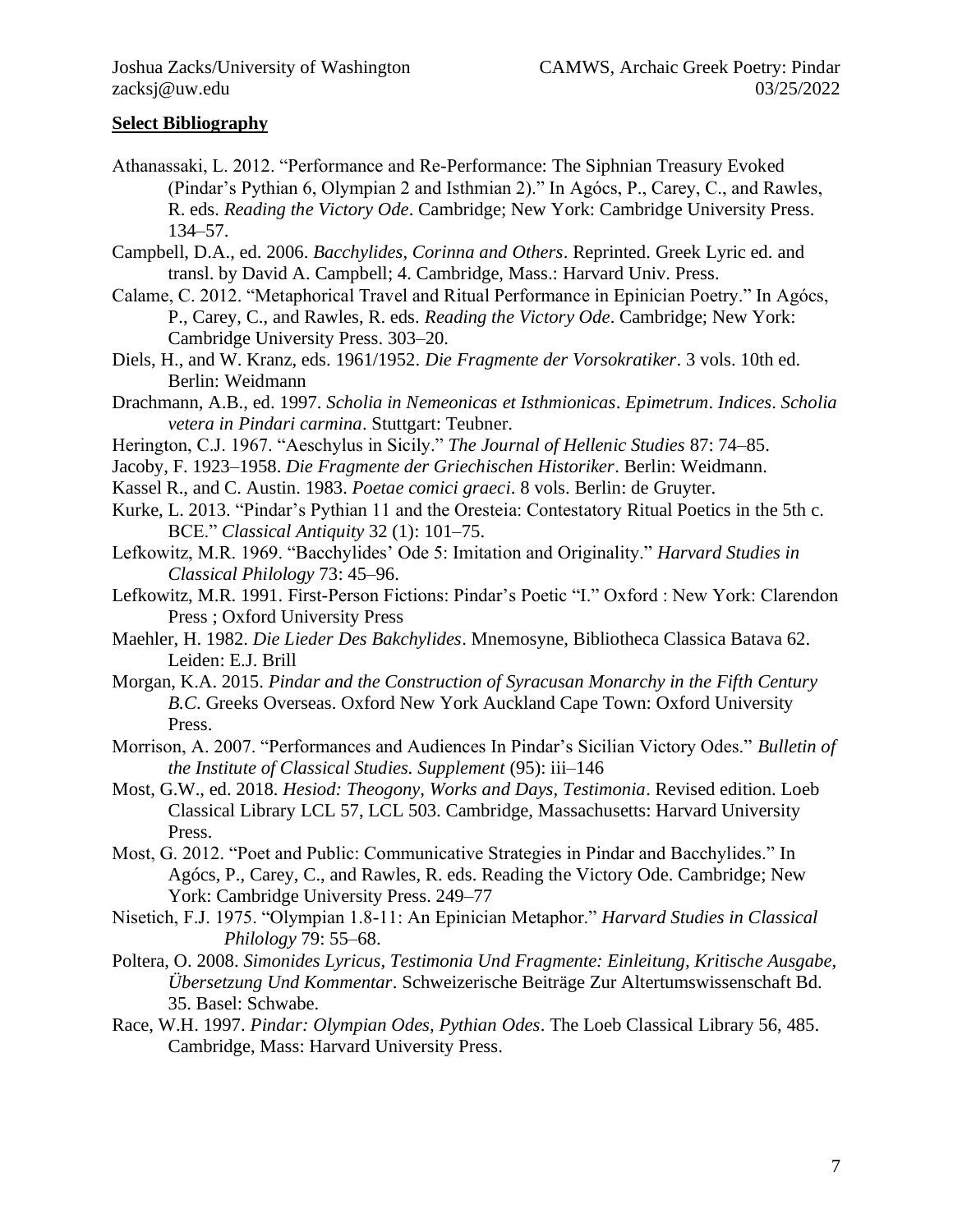**Select Bibliography**

Athanassaki, L. 2012. "Performance and Re-Performance: The Siphnian Treasury Evoked (Pindar's Pythian 6, Olympian 2 and Isthmian 2)." In Agócs, P., Carey, C., and Rawles, R. eds. *Reading the Victory Ode*. Cambridge; New York: Cambridge University Press. 134–57.

Campbell, D.A., ed. 2006. *Bacchylides, Corinna and Others*. Reprinted. Greek Lyric ed. and transl. by David A. Campbell; 4. Cambridge, Mass.: Harvard Univ. Press.

Calame, C. 2012. "Metaphorical Travel and Ritual Performance in Epinician Poetry." In Agócs, P., Carey, C., and Rawles, R. eds. *Reading the Victory Ode*. Cambridge; New York: Cambridge University Press. 303–20.

Diels, H., and W. Kranz, eds. 1961/1952. *Die Fragmente der Vorsokratiker*. 3 vols. 10th ed. Berlin: Weidmann

Drachmann, A.B., ed. 1997. *Scholia in Nemeonicas et Isthmionicas*. *Epimetrum*. *Indices*. *Scholia vetera in Pindari carmina*. Stuttgart: Teubner.

Herington, C.J. 1967. "Aeschylus in Sicily." *The Journal of Hellenic Studies* 87: 74–85.

Jacoby, F. 1923–1958. *Die Fragmente der Griechischen Historiker*. Berlin: Weidmann.

Kassel R., and C. Austin. 1983. *Poetae comici graeci*. 8 vols. Berlin: de Gruyter.

Kurke, L. 2013. "Pindar's Pythian 11 and the Oresteia: Contestatory Ritual Poetics in the 5th c. BCE." *Classical Antiquity* 32 (1): 101–75.

Lefkowitz, M.R. 1969. "Bacchylides' Ode 5: Imitation and Originality." *Harvard Studies in Classical Philology* 73: 45–96.

Lefkowitz, M.R. 1991. First-Person Fictions: Pindar's Poetic "I." Oxford : New York: Clarendon Press ; Oxford University Press

Maehler, H. 1982. *Die Lieder Des Bakchylides*. Mnemosyne, Bibliotheca Classica Batava 62. Leiden: E.J. Brill

Morgan, K.A. 2015. *Pindar and the Construction of Syracusan Monarchy in the Fifth Century B.C.* Greeks Overseas. Oxford New York Auckland Cape Town: Oxford University Press.

Morrison, A. 2007. "Performances and Audiences In Pindar's Sicilian Victory Odes." *Bulletin of the Institute of Classical Studies. Supplement* (95): iii–146

Most, G.W., ed. 2018. *Hesiod: Theogony, Works and Days, Testimonia*. Revised edition. Loeb Classical Library LCL 57, LCL 503. Cambridge, Massachusetts: Harvard University Press.

Most, G. 2012. "Poet and Public: Communicative Strategies in Pindar and Bacchylides." In Agócs, P., Carey, C., and Rawles, R. eds. Reading the Victory Ode. Cambridge; New York: Cambridge University Press. 249–77

Nisetich, F.J. 1975. "Olympian 1.8-11: An Epinician Metaphor." *Harvard Studies in Classical Philology* 79: 55–68.

Poltera, O. 2008. *Simonides Lyricus, Testimonia Und Fragmente: Einleitung, Kritische Ausgabe, Übersetzung Und Kommentar*. Schweizerische Beiträge Zur Altertumswissenschaft Bd. 35. Basel: Schwabe.

Race, W.H. 1997. *Pindar: Olympian Odes, Pythian Odes*. The Loeb Classical Library 56, 485. Cambridge, Mass: Harvard University Press.